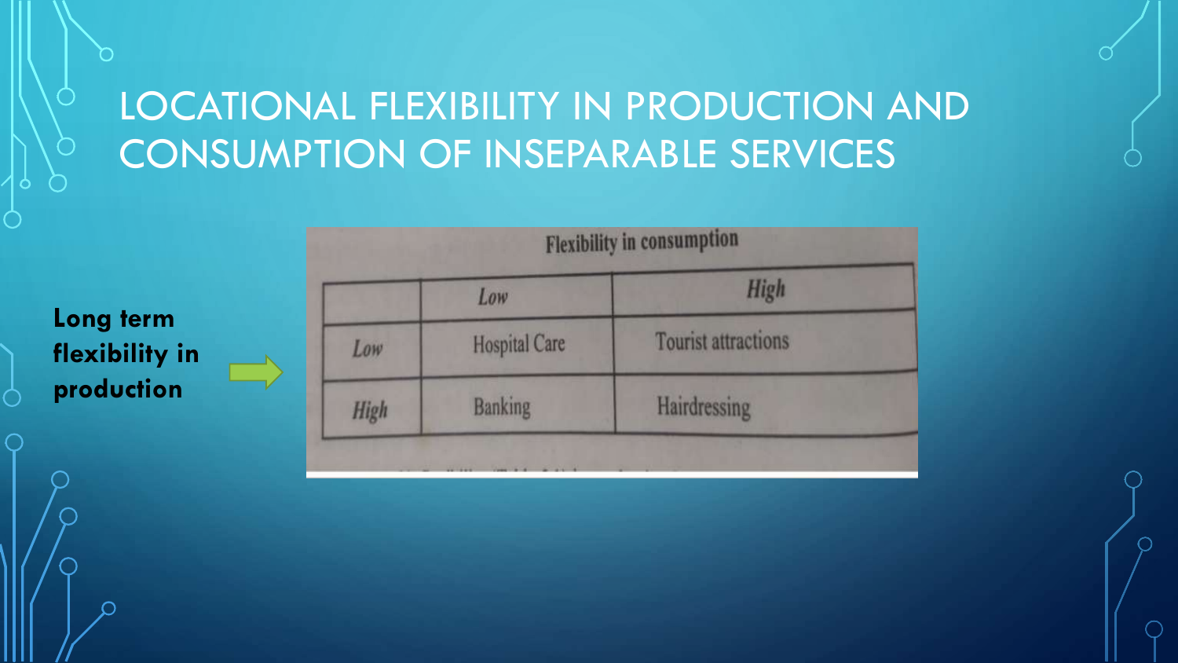# LOCATIONAL FLEXIBILITY IN PRODUCTION AND CONSUMPTION OF INSEPARABLE SERVICES

**Long term flexibility in production**

| | Flexibility in consumption | |
|---|---|---|
| | *Low* | *High* |
| *Low* | Hospital Care | Tourist attractions |
| *High* | Banking | Hairdressing |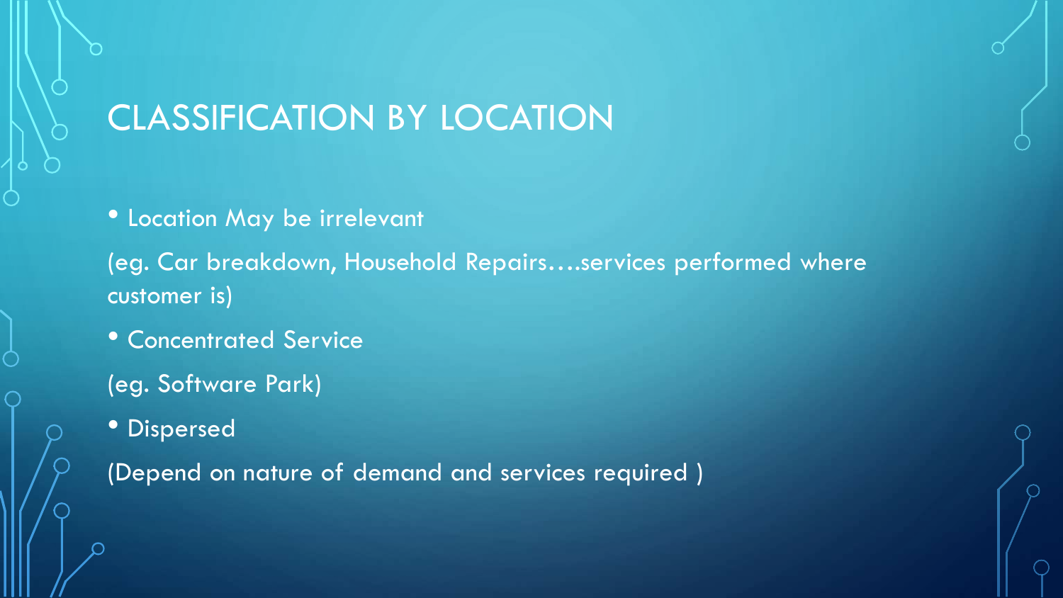# CLASSIFICATION BY LOCATION

- Location May be irrelevant

(eg. Car breakdown, Household Repairs….services performed where customer is)

- Concentrated Service

(eg. Software Park)

- Dispersed

(Depend on nature of demand and services required )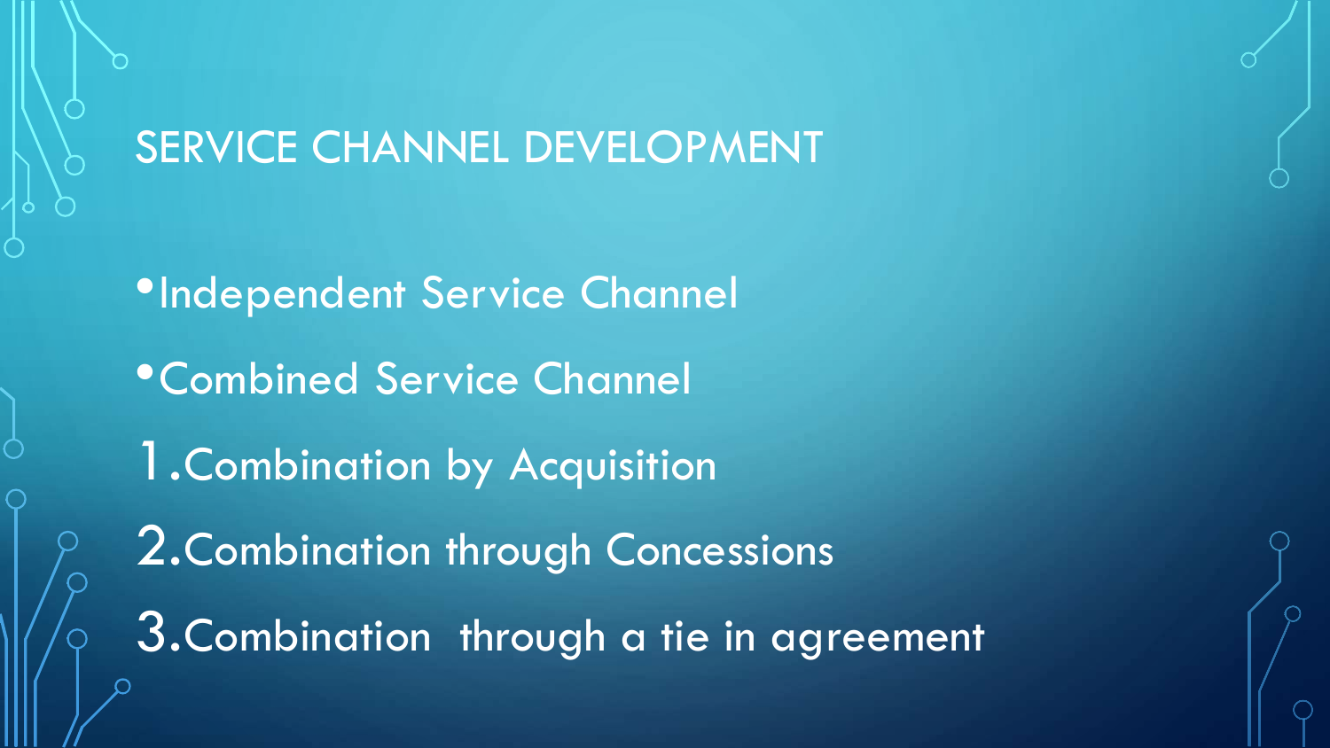# SERVICE CHANNEL DEVELOPMENT

- Independent Service Channel
- Combined Service Channel

1. Combination by Acquisition
2. Combination through Concessions
3. Combination  through a tie in agreement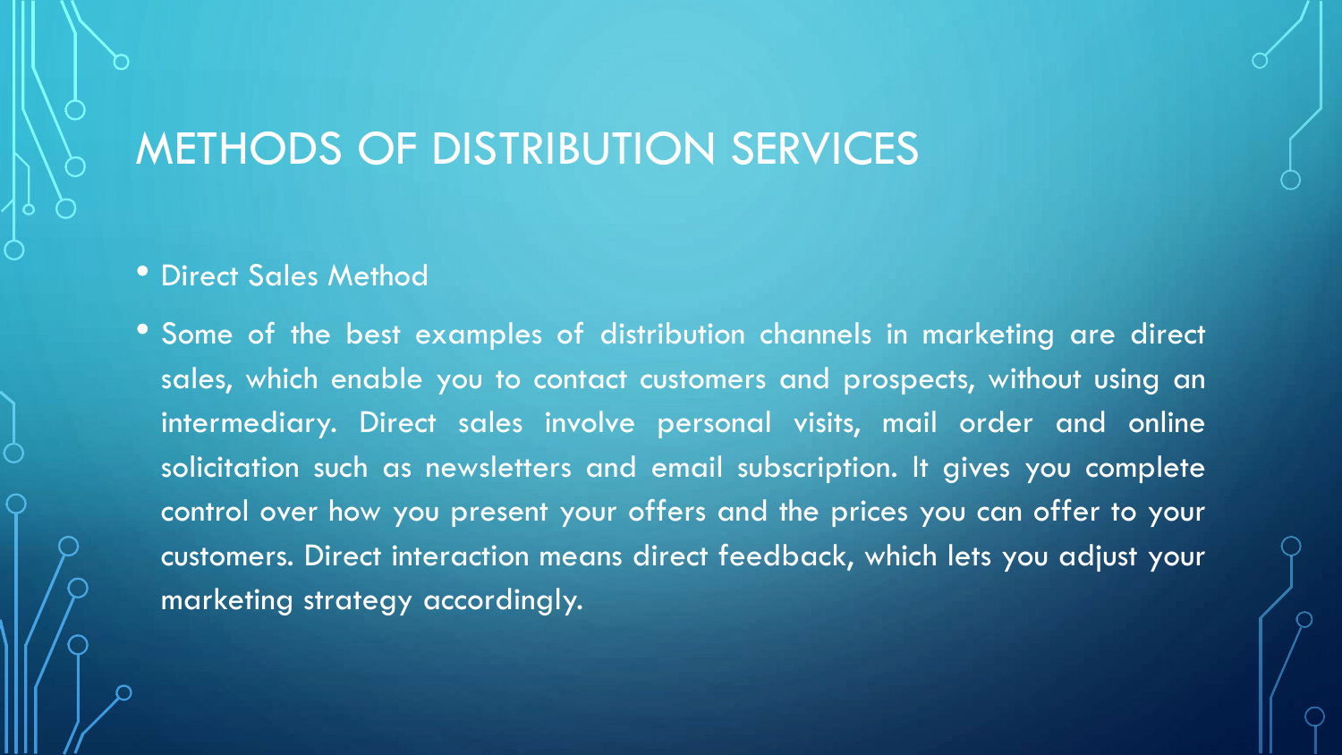# METHODS OF DISTRIBUTION SERVICES

- Direct Sales Method
- Some of the best examples of distribution channels in marketing are direct sales, which enable you to contact customers and prospects, without using an intermediary. Direct sales involve personal visits, mail order and online solicitation such as newsletters and email subscription. It gives you complete control over how you present your offers and the prices you can offer to your customers. Direct interaction means direct feedback, which lets you adjust your marketing strategy accordingly.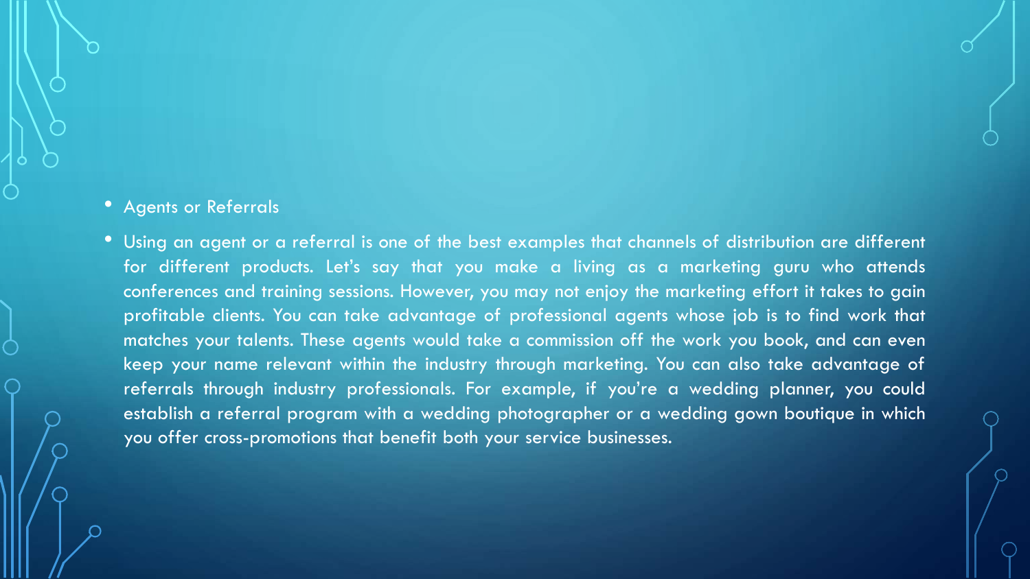- Agents or Referrals
- Using an agent or a referral is one of the best examples that channels of distribution are different for different products. Let's say that you make a living as a marketing guru who attends conferences and training sessions. However, you may not enjoy the marketing effort it takes to gain profitable clients. You can take advantage of professional agents whose job is to find work that matches your talents. These agents would take a commission off the work you book, and can even keep your name relevant within the industry through marketing. You can also take advantage of referrals through industry professionals. For example, if you're a wedding planner, you could establish a referral program with a wedding photographer or a wedding gown boutique in which you offer cross-promotions that benefit both your service businesses.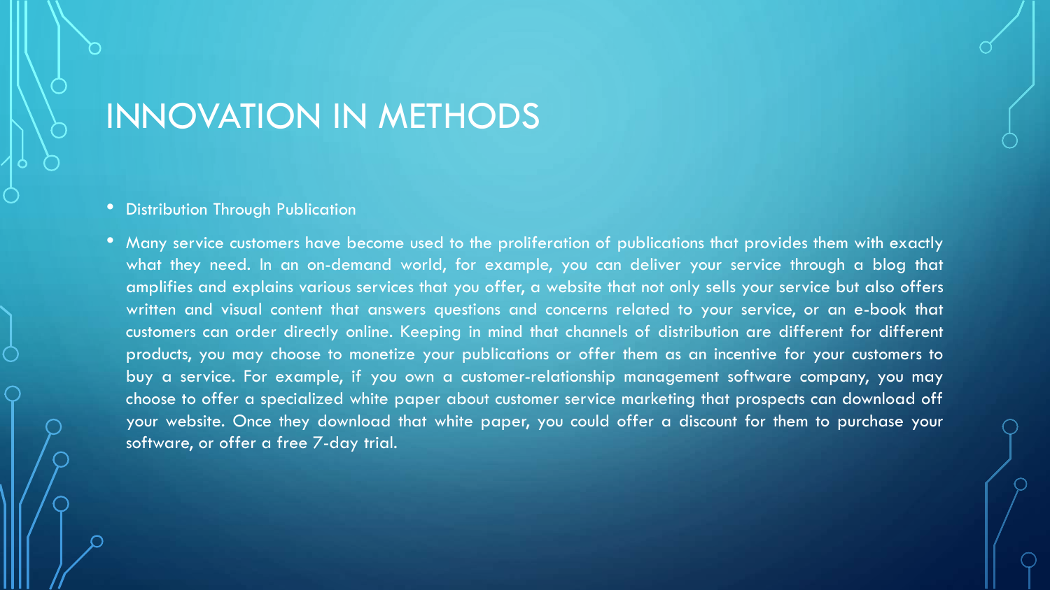# INNOVATION IN METHODS

- Distribution Through Publication
- Many service customers have become used to the proliferation of publications that provides them with exactly what they need. In an on-demand world, for example, you can deliver your service through a blog that amplifies and explains various services that you offer, a website that not only sells your service but also offers written and visual content that answers questions and concerns related to your service, or an e-book that customers can order directly online. Keeping in mind that channels of distribution are different for different products, you may choose to monetize your publications or offer them as an incentive for your customers to buy a service. For example, if you own a customer-relationship management software company, you may choose to offer a specialized white paper about customer service marketing that prospects can download off your website. Once they download that white paper, you could offer a discount for them to purchase your software, or offer a free 7-day trial.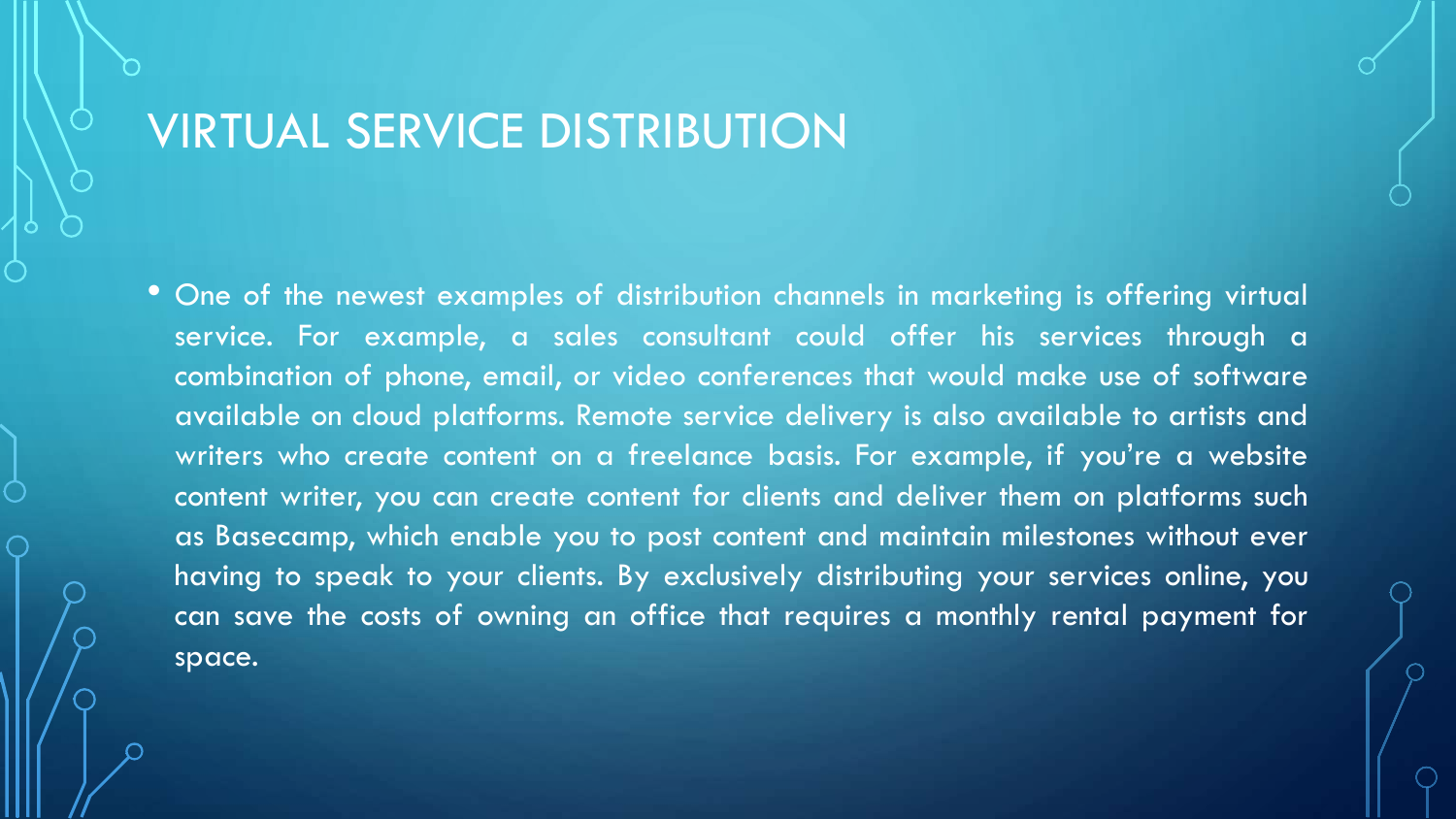# VIRTUAL SERVICE DISTRIBUTION

- One of the newest examples of distribution channels in marketing is offering virtual service. For example, a sales consultant could offer his services through a combination of phone, email, or video conferences that would make use of software available on cloud platforms. Remote service delivery is also available to artists and writers who create content on a freelance basis. For example, if you're a website content writer, you can create content for clients and deliver them on platforms such as Basecamp, which enable you to post content and maintain milestones without ever having to speak to your clients. By exclusively distributing your services online, you can save the costs of owning an office that requires a monthly rental payment for space.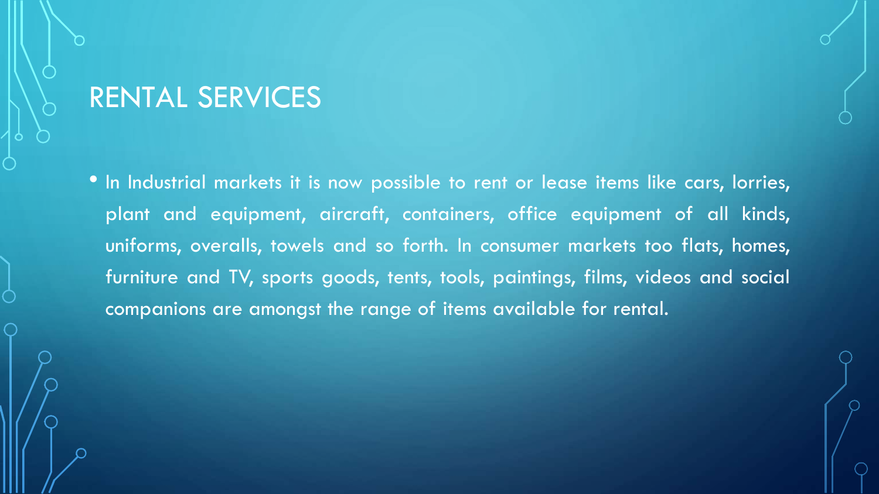# RENTAL SERVICES

- In Industrial markets it is now possible to rent or lease items like cars, lorries, plant and equipment, aircraft, containers, office equipment of all kinds, uniforms, overalls, towels and so forth. In consumer markets too flats, homes, furniture and TV, sports goods, tents, tools, paintings, films, videos and social companions are amongst the range of items available for rental.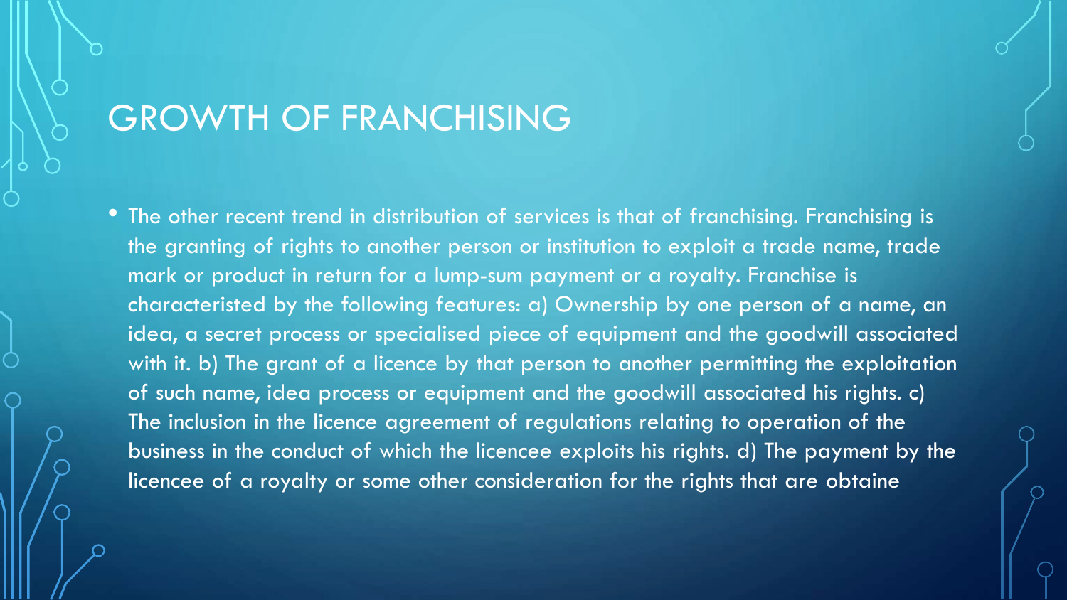# GROWTH OF FRANCHISING

- The other recent trend in distribution of services is that of franchising. Franchising is the granting of rights to another person or institution to exploit a trade name, trade mark or product in return for a lump-sum payment or a royalty. Franchise is characterised by the following features: a) Ownership by one person of a name, an idea, a secret process or specialised piece of equipment and the goodwill associated with it. b) The grant of a licence by that person to another permitting the exploitation of such name, idea process or equipment and the goodwill associated his rights. c) The inclusion in the licence agreement of regulations relating to operation of the business in the conduct of which the licencee exploits his rights. d) The payment by the licencee of a royalty or some other consideration for the rights that are obtaine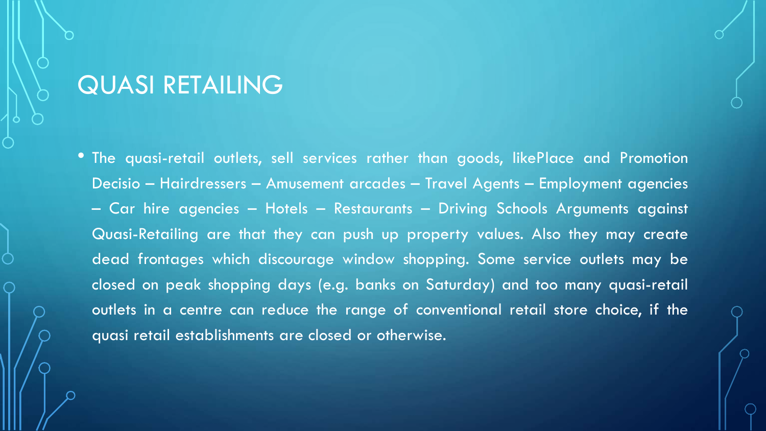# QUASI RETAILING

- The quasi-retail outlets, sell services rather than goods, likePlace and Promotion Decisio – Hairdressers – Amusement arcades – Travel Agents – Employment agencies – Car hire agencies – Hotels – Restaurants – Driving Schools Arguments against Quasi-Retailing are that they can push up property values. Also they may create dead frontages which discourage window shopping. Some service outlets may be closed on peak shopping days (e.g. banks on Saturday) and too many quasi-retail outlets in a centre can reduce the range of conventional retail store choice, if the quasi retail establishments are closed or otherwise.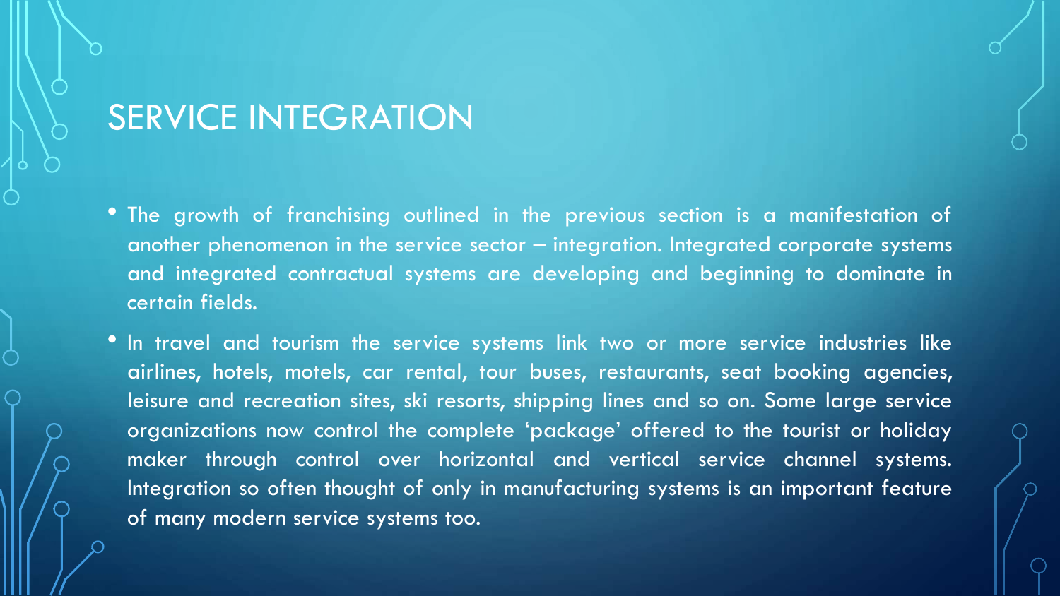# SERVICE INTEGRATION

- The growth of franchising outlined in the previous section is a manifestation of another phenomenon in the service sector – integration. Integrated corporate systems and integrated contractual systems are developing and beginning to dominate in certain fields.
- In travel and tourism the service systems link two or more service industries like airlines, hotels, motels, car rental, tour buses, restaurants, seat booking agencies, leisure and recreation sites, ski resorts, shipping lines and so on. Some large service organizations now control the complete 'package' offered to the tourist or holiday maker through control over horizontal and vertical service channel systems. Integration so often thought of only in manufacturing systems is an important feature of many modern service systems too.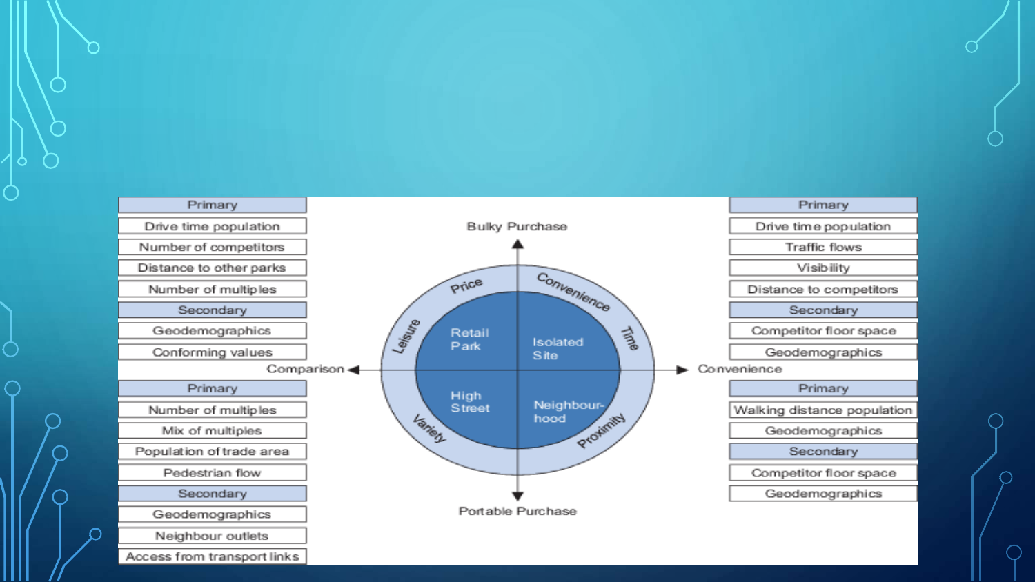| |
|---|
| Primary |
| Drive time population |
| Number of competitors |
| Distance to other parks |
| Number of multiples |
| Secondary |
| Geodemographics |
| Conforming values |

| |
|---|
| Primary |
| Drive time population |
| Traffic flows |
| Visibility |
| Distance to competitors |
| Secondary |
| Competitor floor space |
| Geodemographics |

Bulky Purchase

Price

Convenience

Leisure

Time

Retail Park

Isolated Site

Comparison

Convenience

High Street

Neighbourhood

Variety

Proximity

Portable Purchase

| |
|---|
| Primary |
| Number of multiples |
| Mix of multiples |
| Population of trade area |
| Pedestrian flow |
| Secondary |
| Geodemographics |
| Neighbour outlets |
| Access from transport links |

| |
|---|
| Primary |
| Walking distance population |
| Geodemographics |
| Secondary |
| Competitor floor space |
| Geodemographics |